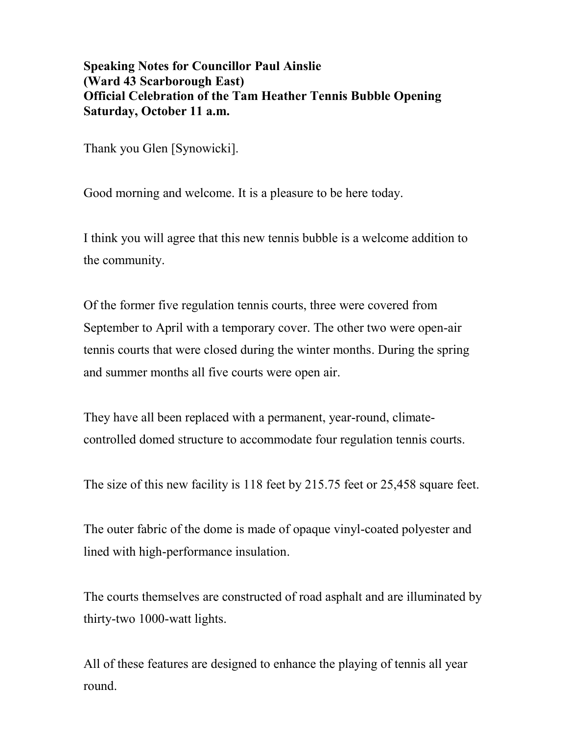**Speaking Notes for Councillor Paul Ainslie**
**(Ward 43 Scarborough East)**
**Official Celebration of the Tam Heather Tennis Bubble Opening**
**Saturday, October 11 a.m.**

Thank you Glen [Synowicki].

Good morning and welcome. It is a pleasure to be here today.

I think you will agree that this new tennis bubble is a welcome addition to the community.

Of the former five regulation tennis courts, three were covered from September to April with a temporary cover. The other two were open-air tennis courts that were closed during the winter months. During the spring and summer months all five courts were open air.

They have all been replaced with a permanent, year-round, climate-controlled domed structure to accommodate four regulation tennis courts.

The size of this new facility is 118 feet by 215.75 feet or 25,458 square feet.

The outer fabric of the dome is made of opaque vinyl-coated polyester and lined with high-performance insulation.

The courts themselves are constructed of road asphalt and are illuminated by thirty-two 1000-watt lights.

All of these features are designed to enhance the playing of tennis all year round.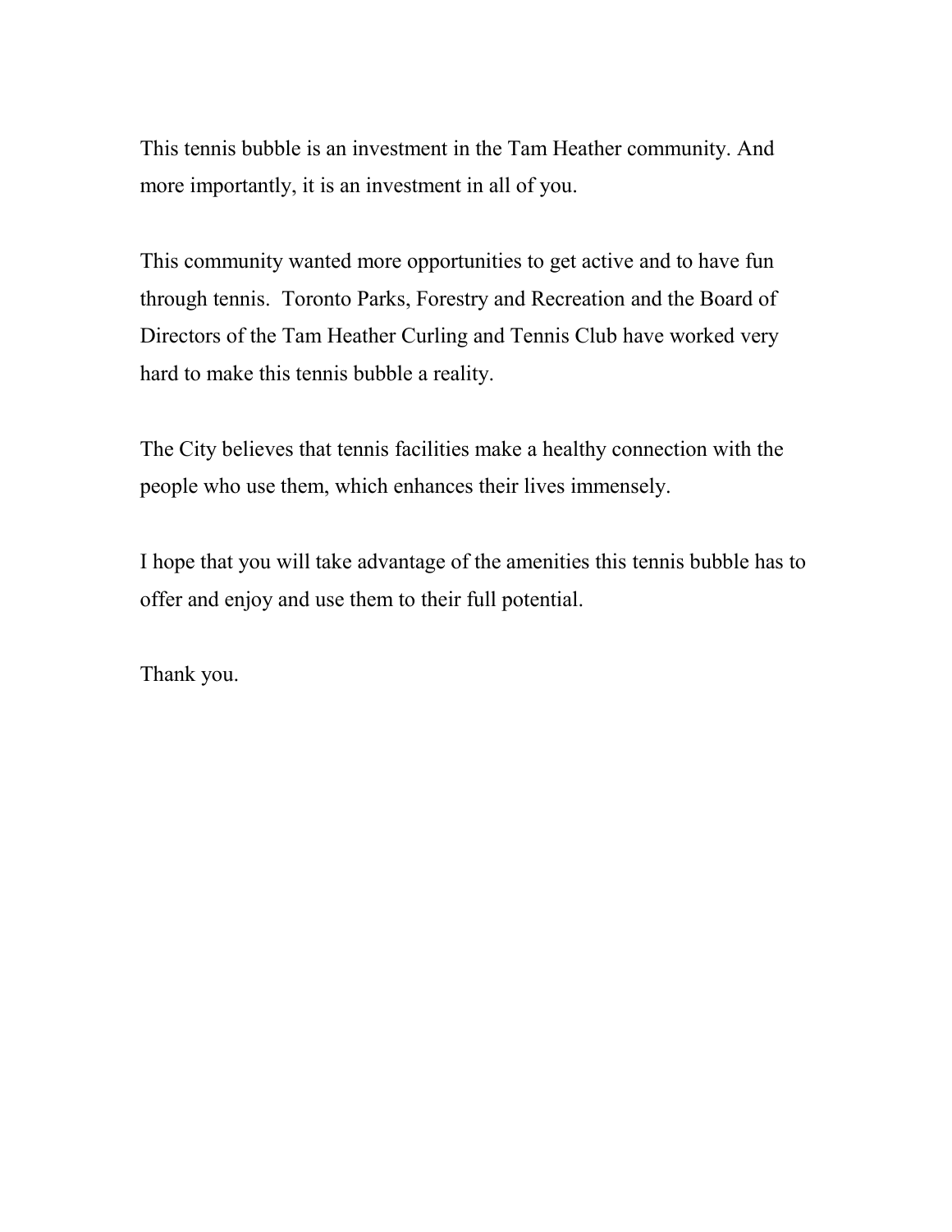This tennis bubble is an investment in the Tam Heather community. And more importantly, it is an investment in all of you.

This community wanted more opportunities to get active and to have fun through tennis. Toronto Parks, Forestry and Recreation and the Board of Directors of the Tam Heather Curling and Tennis Club have worked very hard to make this tennis bubble a reality.

The City believes that tennis facilities make a healthy connection with the people who use them, which enhances their lives immensely.

I hope that you will take advantage of the amenities this tennis bubble has to offer and enjoy and use them to their full potential.

Thank you.